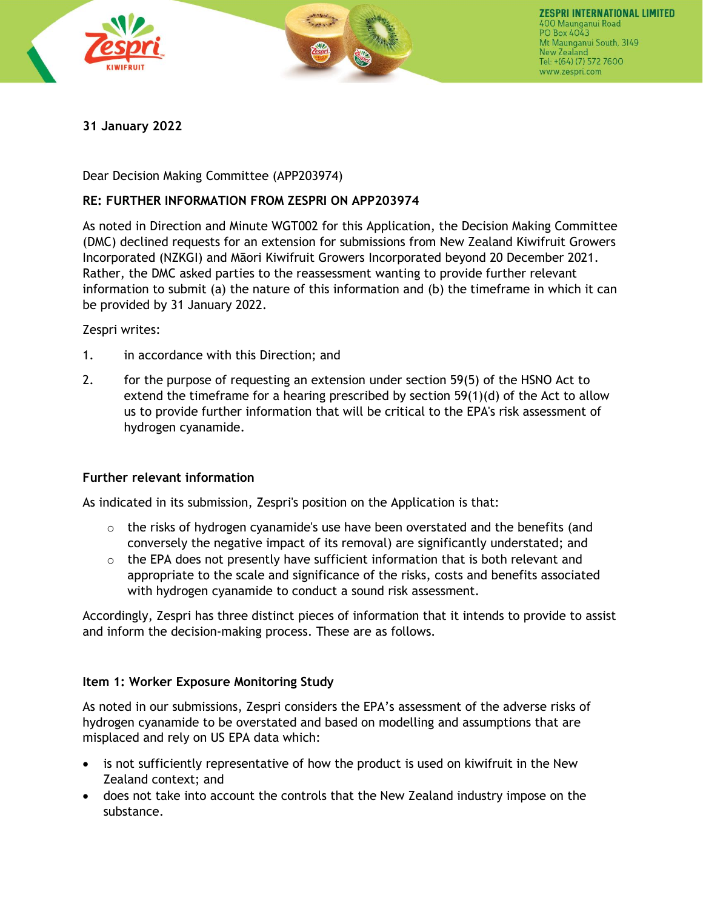ZESPRI INTERNATIONAL LIMITED
400 Maunganui Road
PO Box 4043
Mt Maunganui South, 3149
New Zealand
Tel: +(64) (7) 572 7600
www.zespri.com

**31 January 2022**

Dear Decision Making Committee (APP203974)

**RE: FURTHER INFORMATION FROM ZESPRI ON APP203974**

As noted in Direction and Minute WGT002 for this Application, the Decision Making Committee (DMC) declined requests for an extension for submissions from New Zealand Kiwifruit Growers Incorporated (NZKGI) and Māori Kiwifruit Growers Incorporated beyond 20 December 2021. Rather, the DMC asked parties to the reassessment wanting to provide further relevant information to submit (a) the nature of this information and (b) the timeframe in which it can be provided by 31 January 2022.

Zespri writes:

1. in accordance with this Direction; and
2. for the purpose of requesting an extension under section 59(5) of the HSNO Act to extend the timeframe for a hearing prescribed by section 59(1)(d) of the Act to allow us to provide further information that will be critical to the EPA's risk assessment of hydrogen cyanamide.

## Further relevant information

As indicated in its submission, Zespri's position on the Application is that:

- the risks of hydrogen cyanamide's use have been overstated and the benefits (and conversely the negative impact of its removal) are significantly understated; and
- the EPA does not presently have sufficient information that is both relevant and appropriate to the scale and significance of the risks, costs and benefits associated with hydrogen cyanamide to conduct a sound risk assessment.

Accordingly, Zespri has three distinct pieces of information that it intends to provide to assist and inform the decision-making process. These are as follows.

## Item 1: Worker Exposure Monitoring Study

As noted in our submissions, Zespri considers the EPA's assessment of the adverse risks of hydrogen cyanamide to be overstated and based on modelling and assumptions that are misplaced and rely on US EPA data which:

- is not sufficiently representative of how the product is used on kiwifruit in the New Zealand context; and
- does not take into account the controls that the New Zealand industry impose on the substance.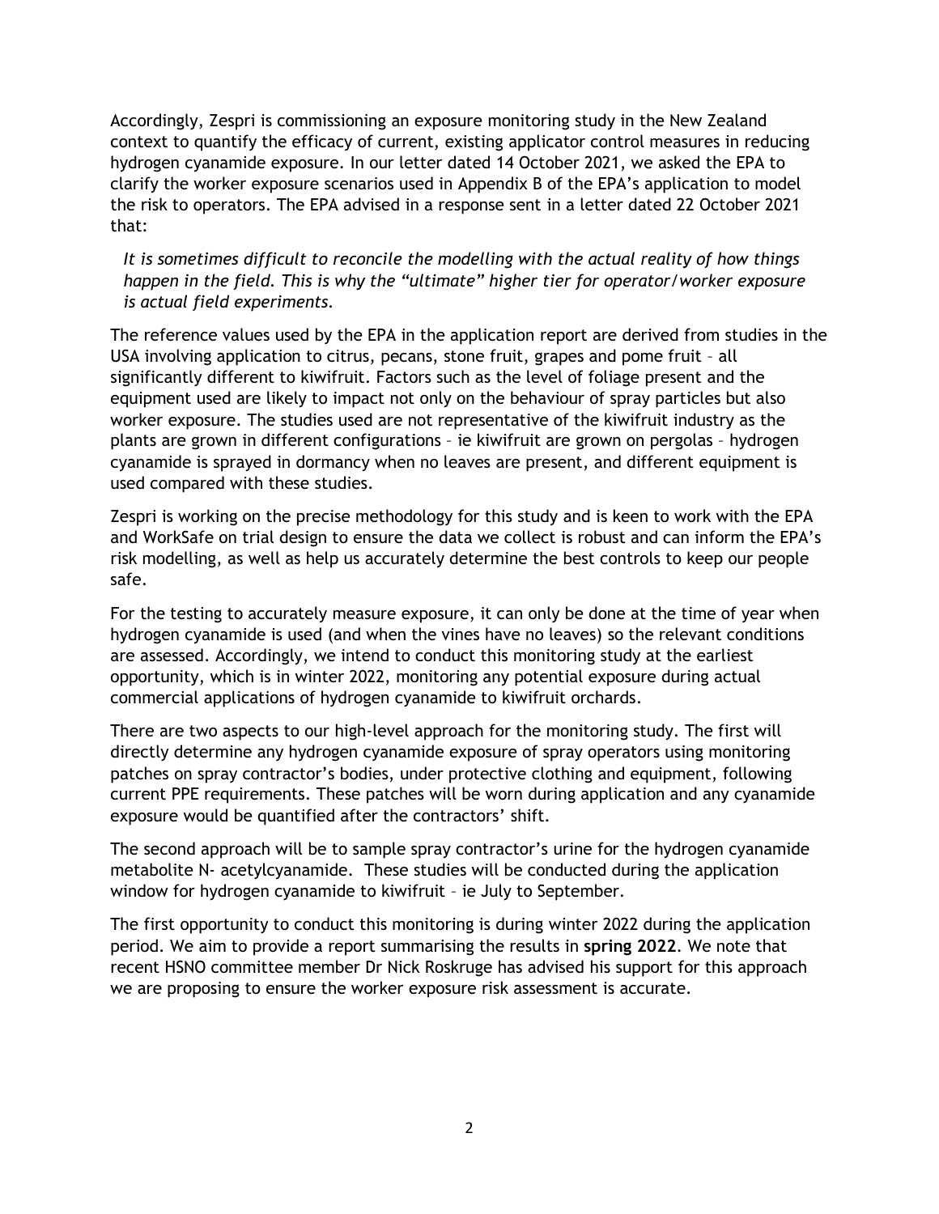Accordingly, Zespri is commissioning an exposure monitoring study in the New Zealand context to quantify the efficacy of current, existing applicator control measures in reducing hydrogen cyanamide exposure. In our letter dated 14 October 2021, we asked the EPA to clarify the worker exposure scenarios used in Appendix B of the EPA's application to model the risk to operators. The EPA advised in a response sent in a letter dated 22 October 2021 that:

> *It is sometimes difficult to reconcile the modelling with the actual reality of how things happen in the field. This is why the "ultimate" higher tier for operator/worker exposure is actual field experiments.*

The reference values used by the EPA in the application report are derived from studies in the USA involving application to citrus, pecans, stone fruit, grapes and pome fruit – all significantly different to kiwifruit. Factors such as the level of foliage present and the equipment used are likely to impact not only on the behaviour of spray particles but also worker exposure. The studies used are not representative of the kiwifruit industry as the plants are grown in different configurations – ie kiwifruit are grown on pergolas – hydrogen cyanamide is sprayed in dormancy when no leaves are present, and different equipment is used compared with these studies.

Zespri is working on the precise methodology for this study and is keen to work with the EPA and WorkSafe on trial design to ensure the data we collect is robust and can inform the EPA's risk modelling, as well as help us accurately determine the best controls to keep our people safe.

For the testing to accurately measure exposure, it can only be done at the time of year when hydrogen cyanamide is used (and when the vines have no leaves) so the relevant conditions are assessed. Accordingly, we intend to conduct this monitoring study at the earliest opportunity, which is in winter 2022, monitoring any potential exposure during actual commercial applications of hydrogen cyanamide to kiwifruit orchards.

There are two aspects to our high-level approach for the monitoring study. The first will directly determine any hydrogen cyanamide exposure of spray operators using monitoring patches on spray contractor's bodies, under protective clothing and equipment, following current PPE requirements. These patches will be worn during application and any cyanamide exposure would be quantified after the contractors' shift.

The second approach will be to sample spray contractor's urine for the hydrogen cyanamide metabolite N- acetylcyanamide. These studies will be conducted during the application window for hydrogen cyanamide to kiwifruit – ie July to September.

The first opportunity to conduct this monitoring is during winter 2022 during the application period. We aim to provide a report summarising the results in **spring 2022**. We note that recent HSNO committee member Dr Nick Roskruge has advised his support for this approach we are proposing to ensure the worker exposure risk assessment is accurate.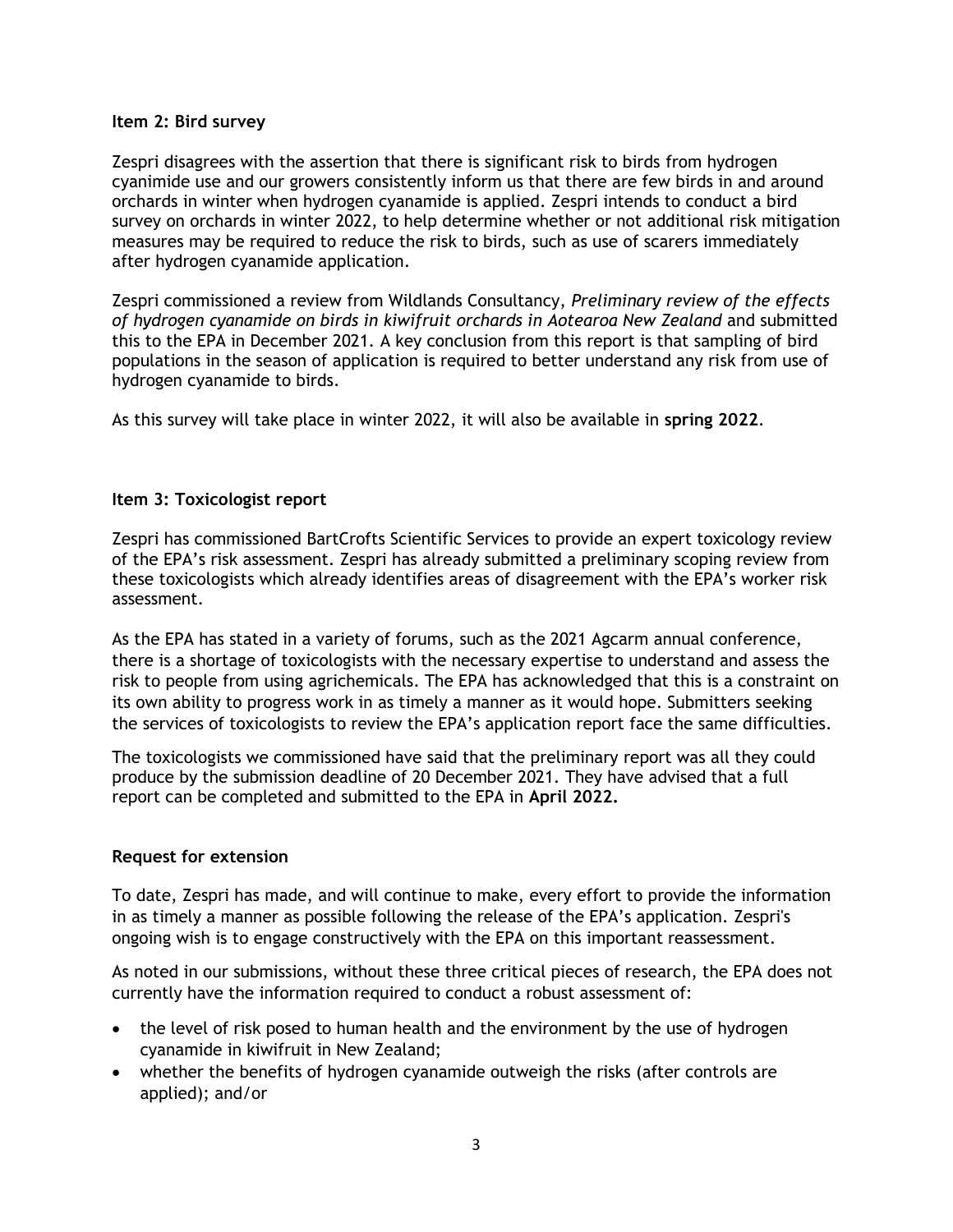**Item 2: Bird survey**

Zespri disagrees with the assertion that there is significant risk to birds from hydrogen cyanimide use and our growers consistently inform us that there are few birds in and around orchards in winter when hydrogen cyanamide is applied. Zespri intends to conduct a bird survey on orchards in winter 2022, to help determine whether or not additional risk mitigation measures may be required to reduce the risk to birds, such as use of scarers immediately after hydrogen cyanamide application.

Zespri commissioned a review from Wildlands Consultancy, *Preliminary review of the effects of hydrogen cyanamide on birds in kiwifruit orchards in Aotearoa New Zealand* and submitted this to the EPA in December 2021. A key conclusion from this report is that sampling of bird populations in the season of application is required to better understand any risk from use of hydrogen cyanamide to birds.

As this survey will take place in winter 2022, it will also be available in **spring 2022**.

**Item 3: Toxicologist report**

Zespri has commissioned BartCrofts Scientific Services to provide an expert toxicology review of the EPA's risk assessment. Zespri has already submitted a preliminary scoping review from these toxicologists which already identifies areas of disagreement with the EPA's worker risk assessment.

As the EPA has stated in a variety of forums, such as the 2021 Agcarm annual conference, there is a shortage of toxicologists with the necessary expertise to understand and assess the risk to people from using agrichemicals. The EPA has acknowledged that this is a constraint on its own ability to progress work in as timely a manner as it would hope. Submitters seeking the services of toxicologists to review the EPA's application report face the same difficulties.

The toxicologists we commissioned have said that the preliminary report was all they could produce by the submission deadline of 20 December 2021. They have advised that a full report can be completed and submitted to the EPA in **April 2022.**

**Request for extension**

To date, Zespri has made, and will continue to make, every effort to provide the information in as timely a manner as possible following the release of the EPA's application. Zespri's ongoing wish is to engage constructively with the EPA on this important reassessment.

As noted in our submissions, without these three critical pieces of research, the EPA does not currently have the information required to conduct a robust assessment of:

- the level of risk posed to human health and the environment by the use of hydrogen cyanamide in kiwifruit in New Zealand;
- whether the benefits of hydrogen cyanamide outweigh the risks (after controls are applied); and/or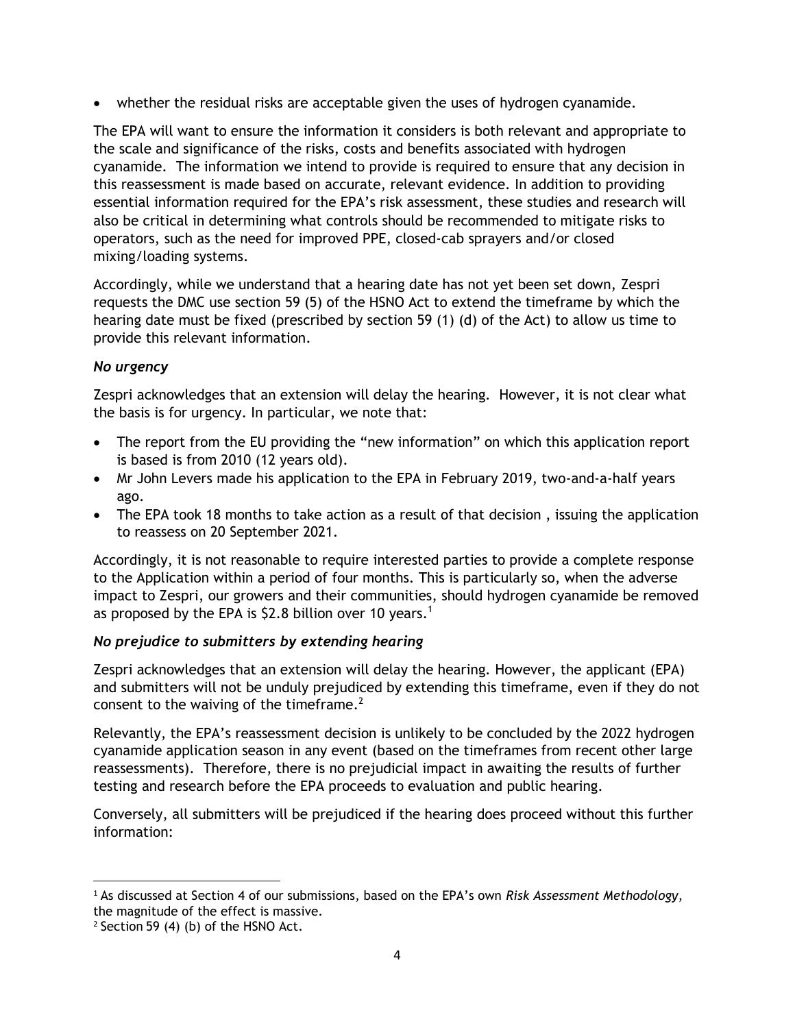- whether the residual risks are acceptable given the uses of hydrogen cyanamide.

The EPA will want to ensure the information it considers is both relevant and appropriate to the scale and significance of the risks, costs and benefits associated with hydrogen cyanamide. The information we intend to provide is required to ensure that any decision in this reassessment is made based on accurate, relevant evidence. In addition to providing essential information required for the EPA's risk assessment, these studies and research will also be critical in determining what controls should be recommended to mitigate risks to operators, such as the need for improved PPE, closed-cab sprayers and/or closed mixing/loading systems.

Accordingly, while we understand that a hearing date has not yet been set down, Zespri requests the DMC use section 59 (5) of the HSNO Act to extend the timeframe by which the hearing date must be fixed (prescribed by section 59 (1) (d) of the Act) to allow us time to provide this relevant information.

### *No urgency*

Zespri acknowledges that an extension will delay the hearing. However, it is not clear what the basis is for urgency. In particular, we note that:

- The report from the EU providing the "new information" on which this application report is based is from 2010 (12 years old).
- Mr John Levers made his application to the EPA in February 2019, two-and-a-half years ago.
- The EPA took 18 months to take action as a result of that decision , issuing the application to reassess on 20 September 2021.

Accordingly, it is not reasonable to require interested parties to provide a complete response to the Application within a period of four months. This is particularly so, when the adverse impact to Zespri, our growers and their communities, should hydrogen cyanamide be removed as proposed by the EPA is $2.8 billion over 10 years.[1]

### *No prejudice to submitters by extending hearing*

Zespri acknowledges that an extension will delay the hearing. However, the applicant (EPA) and submitters will not be unduly prejudiced by extending this timeframe, even if they do not consent to the waiving of the timeframe.[2]

Relevantly, the EPA's reassessment decision is unlikely to be concluded by the 2022 hydrogen cyanamide application season in any event (based on the timeframes from recent other large reassessments). Therefore, there is no prejudicial impact in awaiting the results of further testing and research before the EPA proceeds to evaluation and public hearing.

Conversely, all submitters will be prejudiced if the hearing does proceed without this further information:

---

[1] As discussed at Section 4 of our submissions, based on the EPA's own *Risk Assessment Methodology*, the magnitude of the effect is massive.

[2] Section 59 (4) (b) of the HSNO Act.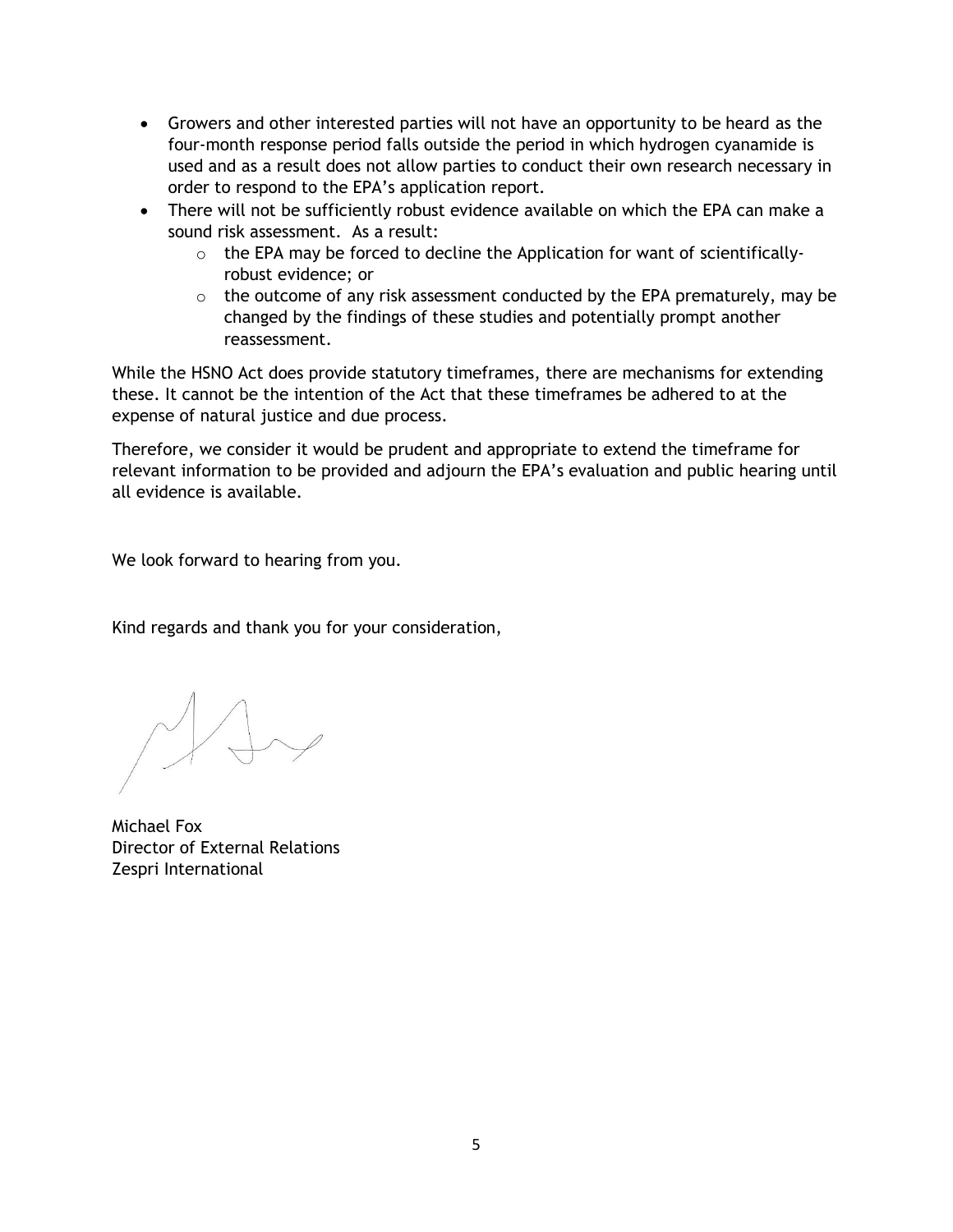- Growers and other interested parties will not have an opportunity to be heard as the four-month response period falls outside the period in which hydrogen cyanamide is used and as a result does not allow parties to conduct their own research necessary in order to respond to the EPA's application report.
- There will not be sufficiently robust evidence available on which the EPA can make a sound risk assessment. As a result:
  - the EPA may be forced to decline the Application for want of scientifically-robust evidence; or
  - the outcome of any risk assessment conducted by the EPA prematurely, may be changed by the findings of these studies and potentially prompt another reassessment.

While the HSNO Act does provide statutory timeframes, there are mechanisms for extending these. It cannot be the intention of the Act that these timeframes be adhered to at the expense of natural justice and due process.

Therefore, we consider it would be prudent and appropriate to extend the timeframe for relevant information to be provided and adjourn the EPA's evaluation and public hearing until all evidence is available.

We look forward to hearing from you.

Kind regards and thank you for your consideration,

Michael Fox
Director of External Relations
Zespri International